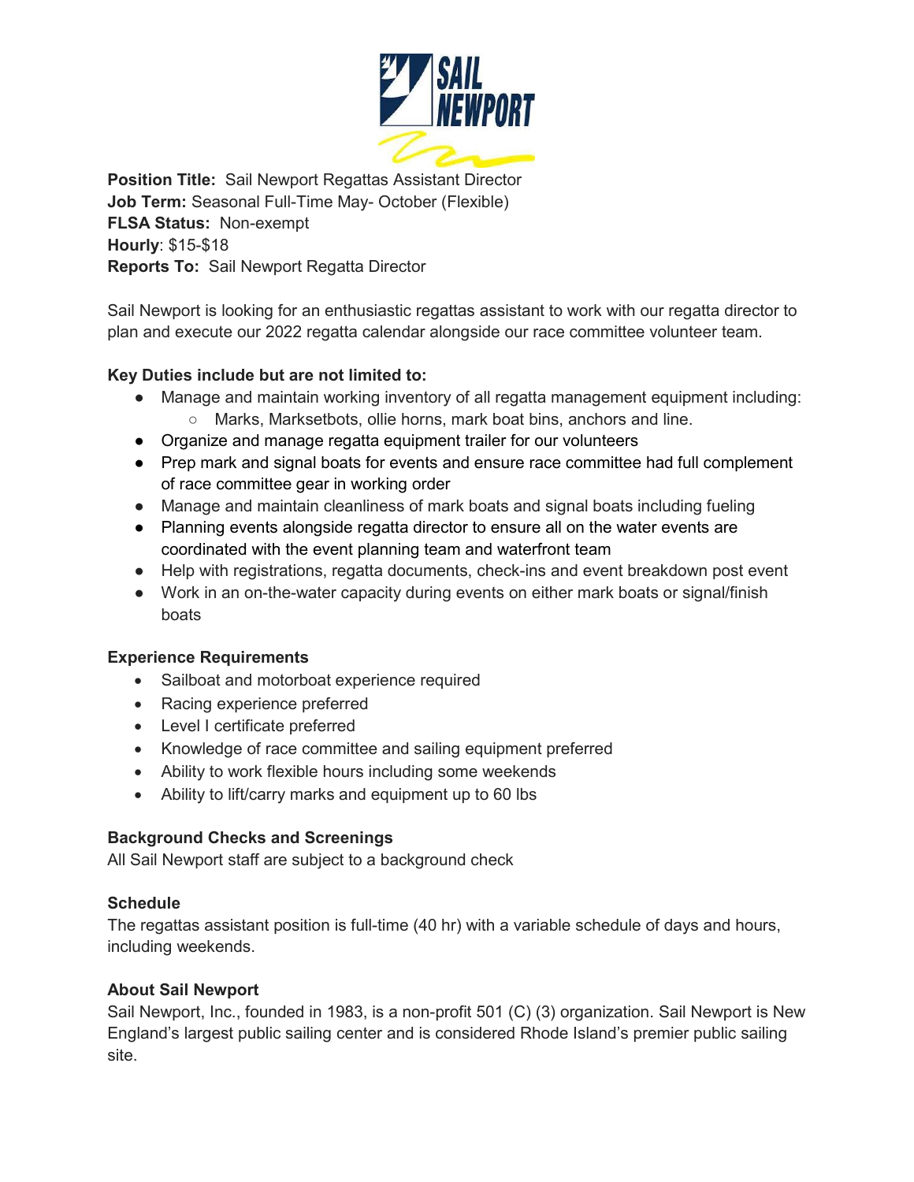**Position Title:** Sail Newport Regattas Assistant Director
**Job Term:** Seasonal Full-Time May- October (Flexible)
**FLSA Status:** Non-exempt
**Hourly**: $15-$18
**Reports To:** Sail Newport Regatta Director

Sail Newport is looking for an enthusiastic regattas assistant to work with our regatta director to plan and execute our 2022 regatta calendar alongside our race committee volunteer team.

**Key Duties include but are not limited to:**

- Manage and maintain working inventory of all regatta management equipment including:
  - Marks, Marksetbots, ollie horns, mark boat bins, anchors and line.
- Organize and manage regatta equipment trailer for our volunteers
- Prep mark and signal boats for events and ensure race committee had full complement of race committee gear in working order
- Manage and maintain cleanliness of mark boats and signal boats including fueling
- Planning events alongside regatta director to ensure all on the water events are coordinated with the event planning team and waterfront team
- Help with registrations, regatta documents, check-ins and event breakdown post event
- Work in an on-the-water capacity during events on either mark boats or signal/finish boats

**Experience Requirements**

- Sailboat and motorboat experience required
- Racing experience preferred
- Level I certificate preferred
- Knowledge of race committee and sailing equipment preferred
- Ability to work flexible hours including some weekends
- Ability to lift/carry marks and equipment up to 60 lbs

**Background Checks and Screenings**

All Sail Newport staff are subject to a background check

**Schedule**

The regattas assistant position is full-time (40 hr) with a variable schedule of days and hours, including weekends.

**About Sail Newport**

Sail Newport, Inc., founded in 1983, is a non-profit 501 (C) (3) organization. Sail Newport is New England's largest public sailing center and is considered Rhode Island's premier public sailing site.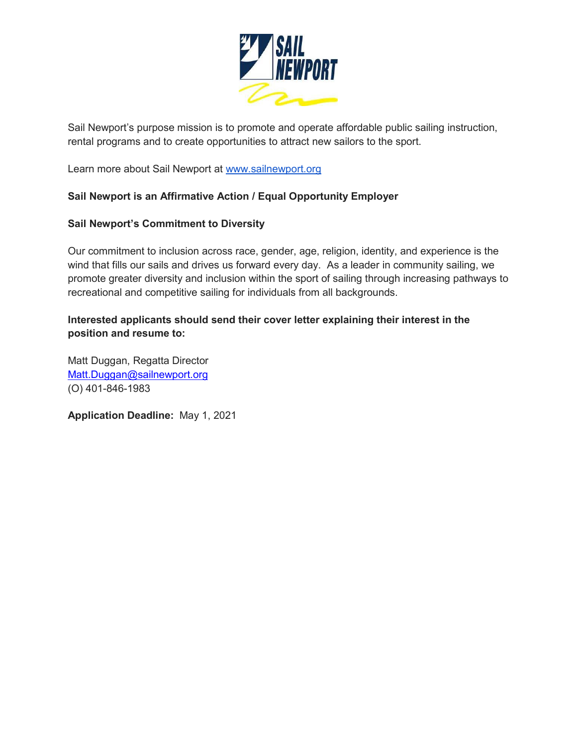Sail Newport's purpose mission is to promote and operate affordable public sailing instruction, rental programs and to create opportunities to attract new sailors to the sport.

Learn more about Sail Newport at [www.sailnewport.org](http://www.sailnewport.org)

**Sail Newport is an Affirmative Action / Equal Opportunity Employer**

**Sail Newport's Commitment to Diversity**

Our commitment to inclusion across race, gender, age, religion, identity, and experience is the wind that fills our sails and drives us forward every day. As a leader in community sailing, we promote greater diversity and inclusion within the sport of sailing through increasing pathways to recreational and competitive sailing for individuals from all backgrounds.

**Interested applicants should send their cover letter explaining their interest in the position and resume to:**

Matt Duggan, Regatta Director
[Matt.Duggan@sailnewport.org](mailto:Matt.Duggan@sailnewport.org)
(O) 401-846-1983

**Application Deadline:** May 1, 2021